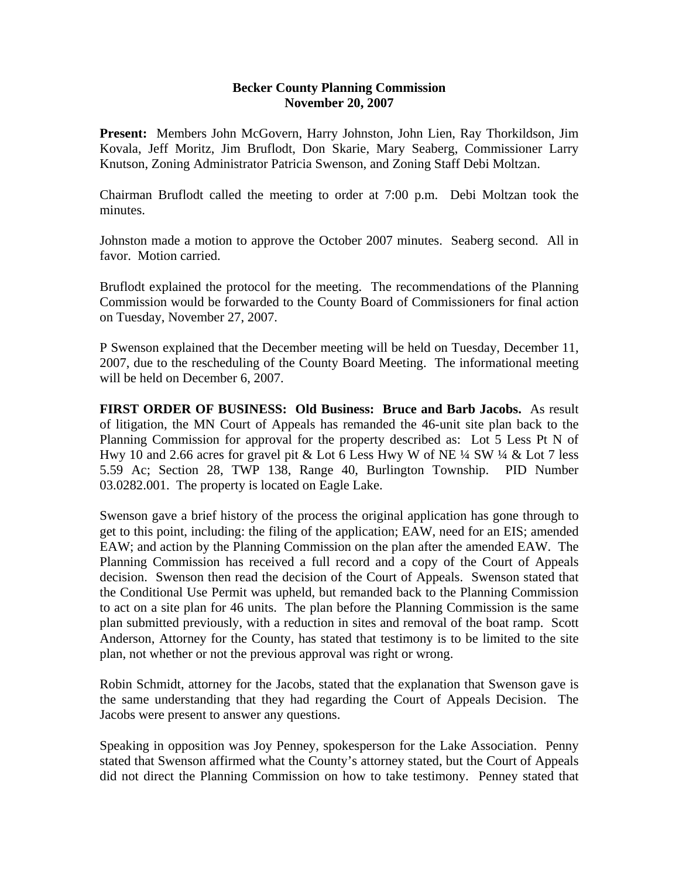**Becker County Planning Commission**
**November 20, 2007**

**Present:** Members John McGovern, Harry Johnston, John Lien, Ray Thorkildson, Jim Kovala, Jeff Moritz, Jim Bruflodt, Don Skarie, Mary Seaberg, Commissioner Larry Knutson, Zoning Administrator Patricia Swenson, and Zoning Staff Debi Moltzan.

Chairman Bruflodt called the meeting to order at 7:00 p.m. Debi Moltzan took the minutes.

Johnston made a motion to approve the October 2007 minutes. Seaberg second. All in favor. Motion carried.

Bruflodt explained the protocol for the meeting. The recommendations of the Planning Commission would be forwarded to the County Board of Commissioners for final action on Tuesday, November 27, 2007.

P Swenson explained that the December meeting will be held on Tuesday, December 11, 2007, due to the rescheduling of the County Board Meeting. The informational meeting will be held on December 6, 2007.

**FIRST ORDER OF BUSINESS: Old Business: Bruce and Barb Jacobs.** As result of litigation, the MN Court of Appeals has remanded the 46-unit site plan back to the Planning Commission for approval for the property described as: Lot 5 Less Pt N of Hwy 10 and 2.66 acres for gravel pit & Lot 6 Less Hwy W of NE ¼ SW ¼ & Lot 7 less 5.59 Ac; Section 28, TWP 138, Range 40, Burlington Township. PID Number 03.0282.001. The property is located on Eagle Lake.

Swenson gave a brief history of the process the original application has gone through to get to this point, including: the filing of the application; EAW, need for an EIS; amended EAW; and action by the Planning Commission on the plan after the amended EAW. The Planning Commission has received a full record and a copy of the Court of Appeals decision. Swenson then read the decision of the Court of Appeals. Swenson stated that the Conditional Use Permit was upheld, but remanded back to the Planning Commission to act on a site plan for 46 units. The plan before the Planning Commission is the same plan submitted previously, with a reduction in sites and removal of the boat ramp. Scott Anderson, Attorney for the County, has stated that testimony is to be limited to the site plan, not whether or not the previous approval was right or wrong.

Robin Schmidt, attorney for the Jacobs, stated that the explanation that Swenson gave is the same understanding that they had regarding the Court of Appeals Decision. The Jacobs were present to answer any questions.

Speaking in opposition was Joy Penney, spokesperson for the Lake Association. Penny stated that Swenson affirmed what the County's attorney stated, but the Court of Appeals did not direct the Planning Commission on how to take testimony. Penney stated that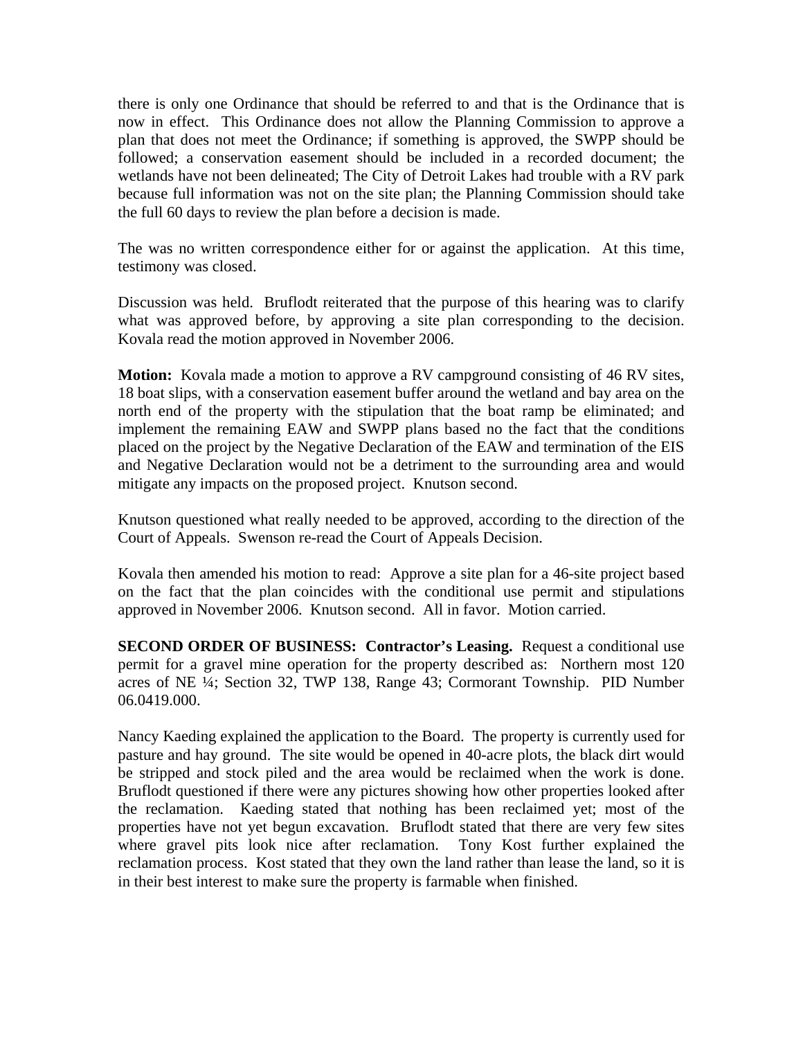there is only one Ordinance that should be referred to and that is the Ordinance that is now in effect. This Ordinance does not allow the Planning Commission to approve a plan that does not meet the Ordinance; if something is approved, the SWPP should be followed; a conservation easement should be included in a recorded document; the wetlands have not been delineated; The City of Detroit Lakes had trouble with a RV park because full information was not on the site plan; the Planning Commission should take the full 60 days to review the plan before a decision is made.

The was no written correspondence either for or against the application. At this time, testimony was closed.

Discussion was held. Bruflodt reiterated that the purpose of this hearing was to clarify what was approved before, by approving a site plan corresponding to the decision. Kovala read the motion approved in November 2006.

**Motion:** Kovala made a motion to approve a RV campground consisting of 46 RV sites, 18 boat slips, with a conservation easement buffer around the wetland and bay area on the north end of the property with the stipulation that the boat ramp be eliminated; and implement the remaining EAW and SWPP plans based no the fact that the conditions placed on the project by the Negative Declaration of the EAW and termination of the EIS and Negative Declaration would not be a detriment to the surrounding area and would mitigate any impacts on the proposed project. Knutson second.

Knutson questioned what really needed to be approved, according to the direction of the Court of Appeals. Swenson re-read the Court of Appeals Decision.

Kovala then amended his motion to read: Approve a site plan for a 46-site project based on the fact that the plan coincides with the conditional use permit and stipulations approved in November 2006. Knutson second. All in favor. Motion carried.

**SECOND ORDER OF BUSINESS: Contractor's Leasing.** Request a conditional use permit for a gravel mine operation for the property described as: Northern most 120 acres of NE ¼; Section 32, TWP 138, Range 43; Cormorant Township. PID Number 06.0419.000.

Nancy Kaeding explained the application to the Board. The property is currently used for pasture and hay ground. The site would be opened in 40-acre plots, the black dirt would be stripped and stock piled and the area would be reclaimed when the work is done. Bruflodt questioned if there were any pictures showing how other properties looked after the reclamation. Kaeding stated that nothing has been reclaimed yet; most of the properties have not yet begun excavation. Bruflodt stated that there are very few sites where gravel pits look nice after reclamation. Tony Kost further explained the reclamation process. Kost stated that they own the land rather than lease the land, so it is in their best interest to make sure the property is farmable when finished.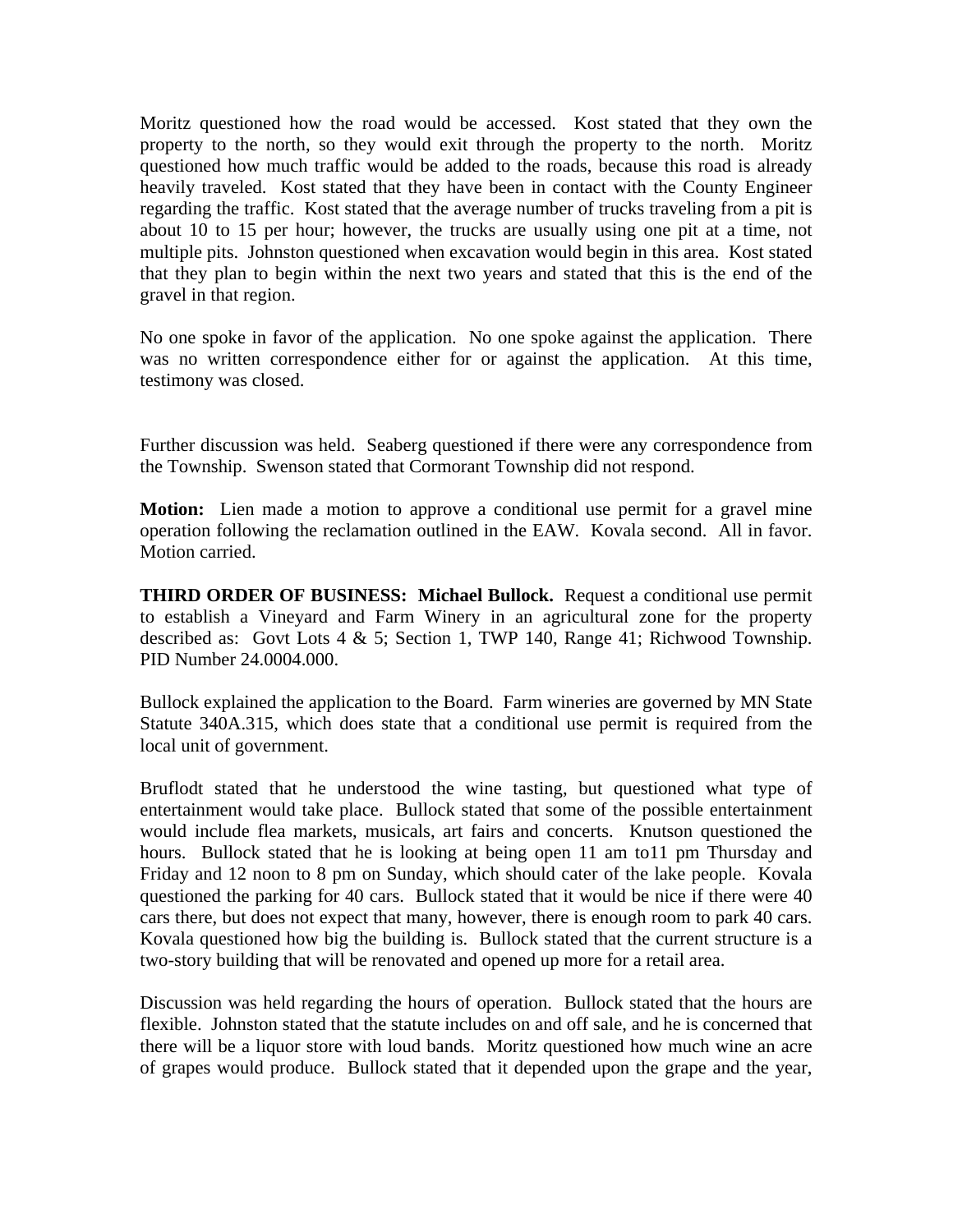Moritz questioned how the road would be accessed. Kost stated that they own the property to the north, so they would exit through the property to the north. Moritz questioned how much traffic would be added to the roads, because this road is already heavily traveled. Kost stated that they have been in contact with the County Engineer regarding the traffic. Kost stated that the average number of trucks traveling from a pit is about 10 to 15 per hour; however, the trucks are usually using one pit at a time, not multiple pits. Johnston questioned when excavation would begin in this area. Kost stated that they plan to begin within the next two years and stated that this is the end of the gravel in that region.

No one spoke in favor of the application. No one spoke against the application. There was no written correspondence either for or against the application. At this time, testimony was closed.

Further discussion was held. Seaberg questioned if there were any correspondence from the Township. Swenson stated that Cormorant Township did not respond.

**Motion:** Lien made a motion to approve a conditional use permit for a gravel mine operation following the reclamation outlined in the EAW. Kovala second. All in favor. Motion carried.

**THIRD ORDER OF BUSINESS: Michael Bullock.** Request a conditional use permit to establish a Vineyard and Farm Winery in an agricultural zone for the property described as: Govt Lots 4 & 5; Section 1, TWP 140, Range 41; Richwood Township. PID Number 24.0004.000.

Bullock explained the application to the Board. Farm wineries are governed by MN State Statute 340A.315, which does state that a conditional use permit is required from the local unit of government.

Bruflodt stated that he understood the wine tasting, but questioned what type of entertainment would take place. Bullock stated that some of the possible entertainment would include flea markets, musicals, art fairs and concerts. Knutson questioned the hours. Bullock stated that he is looking at being open 11 am to11 pm Thursday and Friday and 12 noon to 8 pm on Sunday, which should cater of the lake people. Kovala questioned the parking for 40 cars. Bullock stated that it would be nice if there were 40 cars there, but does not expect that many, however, there is enough room to park 40 cars. Kovala questioned how big the building is. Bullock stated that the current structure is a two-story building that will be renovated and opened up more for a retail area.

Discussion was held regarding the hours of operation. Bullock stated that the hours are flexible. Johnston stated that the statute includes on and off sale, and he is concerned that there will be a liquor store with loud bands. Moritz questioned how much wine an acre of grapes would produce. Bullock stated that it depended upon the grape and the year,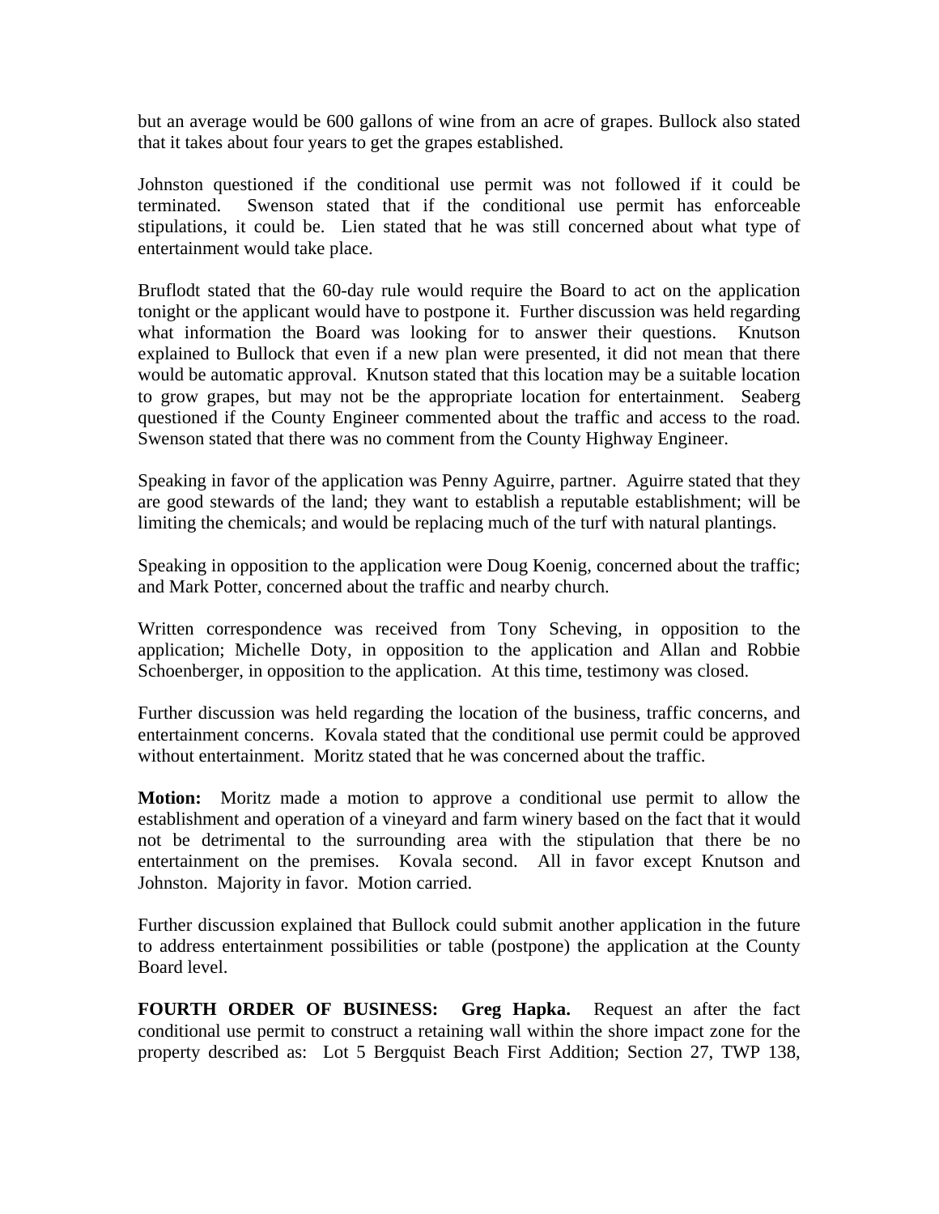but an average would be 600 gallons of wine from an acre of grapes. Bullock also stated that it takes about four years to get the grapes established.

Johnston questioned if the conditional use permit was not followed if it could be terminated. Swenson stated that if the conditional use permit has enforceable stipulations, it could be. Lien stated that he was still concerned about what type of entertainment would take place.

Bruflodt stated that the 60-day rule would require the Board to act on the application tonight or the applicant would have to postpone it. Further discussion was held regarding what information the Board was looking for to answer their questions. Knutson explained to Bullock that even if a new plan were presented, it did not mean that there would be automatic approval. Knutson stated that this location may be a suitable location to grow grapes, but may not be the appropriate location for entertainment. Seaberg questioned if the County Engineer commented about the traffic and access to the road. Swenson stated that there was no comment from the County Highway Engineer.

Speaking in favor of the application was Penny Aguirre, partner. Aguirre stated that they are good stewards of the land; they want to establish a reputable establishment; will be limiting the chemicals; and would be replacing much of the turf with natural plantings.

Speaking in opposition to the application were Doug Koenig, concerned about the traffic; and Mark Potter, concerned about the traffic and nearby church.

Written correspondence was received from Tony Scheving, in opposition to the application; Michelle Doty, in opposition to the application and Allan and Robbie Schoenberger, in opposition to the application. At this time, testimony was closed.

Further discussion was held regarding the location of the business, traffic concerns, and entertainment concerns. Kovala stated that the conditional use permit could be approved without entertainment. Moritz stated that he was concerned about the traffic.

**Motion:** Moritz made a motion to approve a conditional use permit to allow the establishment and operation of a vineyard and farm winery based on the fact that it would not be detrimental to the surrounding area with the stipulation that there be no entertainment on the premises. Kovala second. All in favor except Knutson and Johnston. Majority in favor. Motion carried.

Further discussion explained that Bullock could submit another application in the future to address entertainment possibilities or table (postpone) the application at the County Board level.

**FOURTH ORDER OF BUSINESS: Greg Hapka.** Request an after the fact conditional use permit to construct a retaining wall within the shore impact zone for the property described as: Lot 5 Bergquist Beach First Addition; Section 27, TWP 138,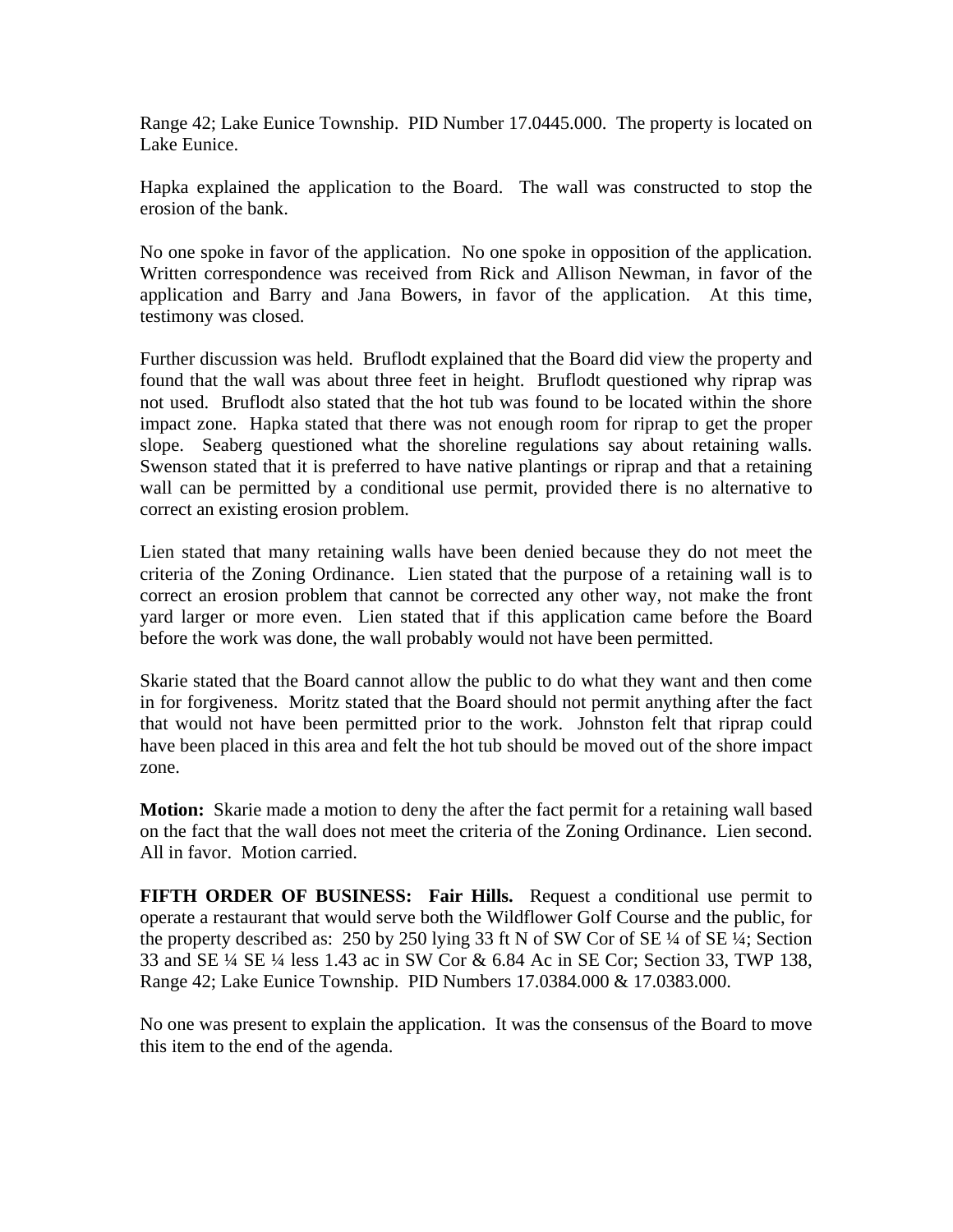Range 42; Lake Eunice Township. PID Number 17.0445.000. The property is located on Lake Eunice.

Hapka explained the application to the Board. The wall was constructed to stop the erosion of the bank.

No one spoke in favor of the application. No one spoke in opposition of the application. Written correspondence was received from Rick and Allison Newman, in favor of the application and Barry and Jana Bowers, in favor of the application. At this time, testimony was closed.

Further discussion was held. Bruflodt explained that the Board did view the property and found that the wall was about three feet in height. Bruflodt questioned why riprap was not used. Bruflodt also stated that the hot tub was found to be located within the shore impact zone. Hapka stated that there was not enough room for riprap to get the proper slope. Seaberg questioned what the shoreline regulations say about retaining walls. Swenson stated that it is preferred to have native plantings or riprap and that a retaining wall can be permitted by a conditional use permit, provided there is no alternative to correct an existing erosion problem.

Lien stated that many retaining walls have been denied because they do not meet the criteria of the Zoning Ordinance. Lien stated that the purpose of a retaining wall is to correct an erosion problem that cannot be corrected any other way, not make the front yard larger or more even. Lien stated that if this application came before the Board before the work was done, the wall probably would not have been permitted.

Skarie stated that the Board cannot allow the public to do what they want and then come in for forgiveness. Moritz stated that the Board should not permit anything after the fact that would not have been permitted prior to the work. Johnston felt that riprap could have been placed in this area and felt the hot tub should be moved out of the shore impact zone.

**Motion:** Skarie made a motion to deny the after the fact permit for a retaining wall based on the fact that the wall does not meet the criteria of the Zoning Ordinance. Lien second. All in favor. Motion carried.

**FIFTH ORDER OF BUSINESS: Fair Hills.** Request a conditional use permit to operate a restaurant that would serve both the Wildflower Golf Course and the public, for the property described as: 250 by 250 lying 33 ft N of SW Cor of SE ¼ of SE ¼; Section 33 and SE ¼ SE ¼ less 1.43 ac in SW Cor & 6.84 Ac in SE Cor; Section 33, TWP 138, Range 42; Lake Eunice Township. PID Numbers 17.0384.000 & 17.0383.000.

No one was present to explain the application. It was the consensus of the Board to move this item to the end of the agenda.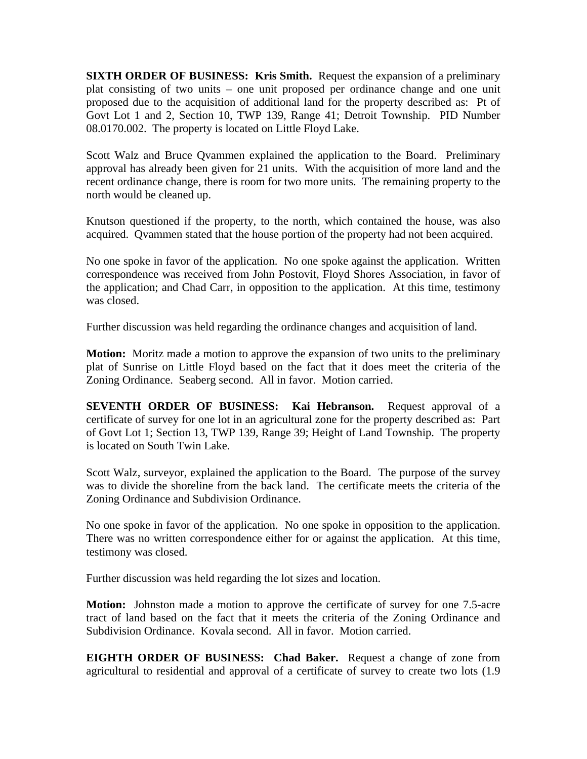**SIXTH ORDER OF BUSINESS: Kris Smith.** Request the expansion of a preliminary plat consisting of two units – one unit proposed per ordinance change and one unit proposed due to the acquisition of additional land for the property described as: Pt of Govt Lot 1 and 2, Section 10, TWP 139, Range 41; Detroit Township. PID Number 08.0170.002. The property is located on Little Floyd Lake.

Scott Walz and Bruce Qvammen explained the application to the Board. Preliminary approval has already been given for 21 units. With the acquisition of more land and the recent ordinance change, there is room for two more units. The remaining property to the north would be cleaned up.

Knutson questioned if the property, to the north, which contained the house, was also acquired. Qvammen stated that the house portion of the property had not been acquired.

No one spoke in favor of the application. No one spoke against the application. Written correspondence was received from John Postovit, Floyd Shores Association, in favor of the application; and Chad Carr, in opposition to the application. At this time, testimony was closed.

Further discussion was held regarding the ordinance changes and acquisition of land.

**Motion:** Moritz made a motion to approve the expansion of two units to the preliminary plat of Sunrise on Little Floyd based on the fact that it does meet the criteria of the Zoning Ordinance. Seaberg second. All in favor. Motion carried.

**SEVENTH ORDER OF BUSINESS: Kai Hebranson.** Request approval of a certificate of survey for one lot in an agricultural zone for the property described as: Part of Govt Lot 1; Section 13, TWP 139, Range 39; Height of Land Township. The property is located on South Twin Lake.

Scott Walz, surveyor, explained the application to the Board. The purpose of the survey was to divide the shoreline from the back land. The certificate meets the criteria of the Zoning Ordinance and Subdivision Ordinance.

No one spoke in favor of the application. No one spoke in opposition to the application. There was no written correspondence either for or against the application. At this time, testimony was closed.

Further discussion was held regarding the lot sizes and location.

**Motion:** Johnston made a motion to approve the certificate of survey for one 7.5-acre tract of land based on the fact that it meets the criteria of the Zoning Ordinance and Subdivision Ordinance. Kovala second. All in favor. Motion carried.

**EIGHTH ORDER OF BUSINESS: Chad Baker.** Request a change of zone from agricultural to residential and approval of a certificate of survey to create two lots (1.9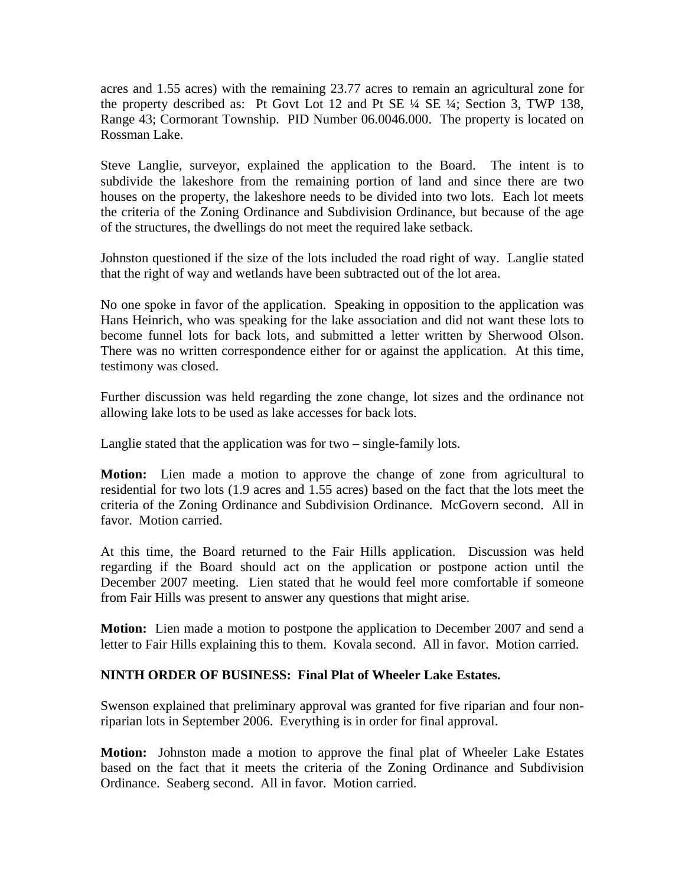acres and 1.55 acres) with the remaining 23.77 acres to remain an agricultural zone for the property described as: Pt Govt Lot 12 and Pt SE ¼ SE ¼; Section 3, TWP 138, Range 43; Cormorant Township. PID Number 06.0046.000. The property is located on Rossman Lake.

Steve Langlie, surveyor, explained the application to the Board. The intent is to subdivide the lakeshore from the remaining portion of land and since there are two houses on the property, the lakeshore needs to be divided into two lots. Each lot meets the criteria of the Zoning Ordinance and Subdivision Ordinance, but because of the age of the structures, the dwellings do not meet the required lake setback.

Johnston questioned if the size of the lots included the road right of way. Langlie stated that the right of way and wetlands have been subtracted out of the lot area.

No one spoke in favor of the application. Speaking in opposition to the application was Hans Heinrich, who was speaking for the lake association and did not want these lots to become funnel lots for back lots, and submitted a letter written by Sherwood Olson. There was no written correspondence either for or against the application. At this time, testimony was closed.

Further discussion was held regarding the zone change, lot sizes and the ordinance not allowing lake lots to be used as lake accesses for back lots.

Langlie stated that the application was for two – single-family lots.

**Motion:** Lien made a motion to approve the change of zone from agricultural to residential for two lots (1.9 acres and 1.55 acres) based on the fact that the lots meet the criteria of the Zoning Ordinance and Subdivision Ordinance. McGovern second. All in favor. Motion carried.

At this time, the Board returned to the Fair Hills application. Discussion was held regarding if the Board should act on the application or postpone action until the December 2007 meeting. Lien stated that he would feel more comfortable if someone from Fair Hills was present to answer any questions that might arise.

**Motion:** Lien made a motion to postpone the application to December 2007 and send a letter to Fair Hills explaining this to them. Kovala second. All in favor. Motion carried.

**NINTH ORDER OF BUSINESS: Final Plat of Wheeler Lake Estates.**

Swenson explained that preliminary approval was granted for five riparian and four non-riparian lots in September 2006. Everything is in order for final approval.

**Motion:** Johnston made a motion to approve the final plat of Wheeler Lake Estates based on the fact that it meets the criteria of the Zoning Ordinance and Subdivision Ordinance. Seaberg second. All in favor. Motion carried.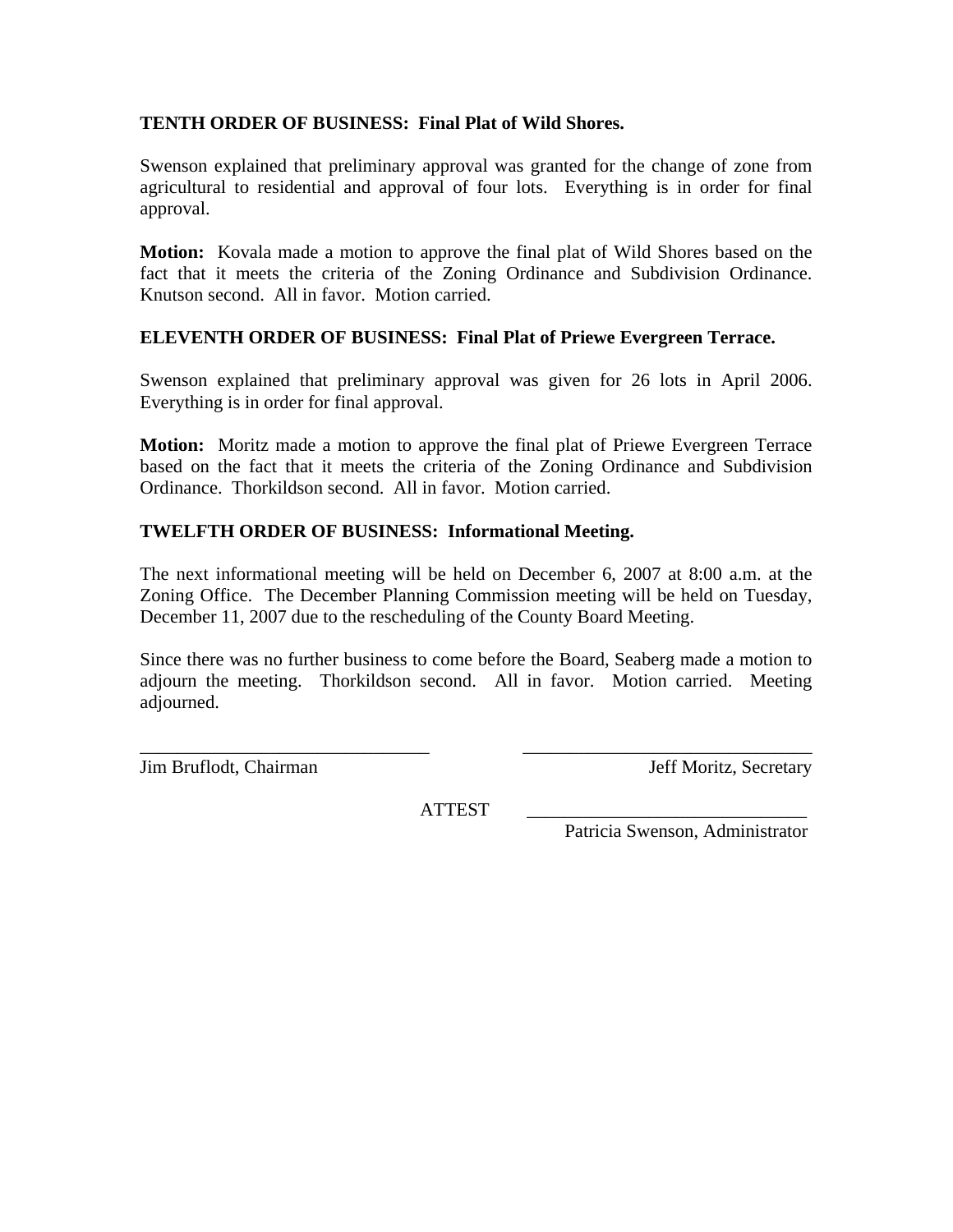**TENTH ORDER OF BUSINESS: Final Plat of Wild Shores.**

Swenson explained that preliminary approval was granted for the change of zone from agricultural to residential and approval of four lots. Everything is in order for final approval.

**Motion:** Kovala made a motion to approve the final plat of Wild Shores based on the fact that it meets the criteria of the Zoning Ordinance and Subdivision Ordinance. Knutson second. All in favor. Motion carried.

**ELEVENTH ORDER OF BUSINESS: Final Plat of Priewe Evergreen Terrace.**

Swenson explained that preliminary approval was given for 26 lots in April 2006. Everything is in order for final approval.

**Motion:** Moritz made a motion to approve the final plat of Priewe Evergreen Terrace based on the fact that it meets the criteria of the Zoning Ordinance and Subdivision Ordinance. Thorkildson second. All in favor. Motion carried.

**TWELFTH ORDER OF BUSINESS: Informational Meeting.**

The next informational meeting will be held on December 6, 2007 at 8:00 a.m. at the Zoning Office. The December Planning Commission meeting will be held on Tuesday, December 11, 2007 due to the rescheduling of the County Board Meeting.

Since there was no further business to come before the Board, Seaberg made a motion to adjourn the meeting. Thorkildson second. All in favor. Motion carried. Meeting adjourned.

\_\_\_\_\_\_\_\_\_\_\_\_\_\_\_\_\_\_\_\_\_\_\_\_\_\_\_\_\_\_\_\_ \_\_\_\_\_\_\_\_\_\_\_\_\_\_\_\_\_\_\_\_\_\_\_\_\_\_\_\_\_\_\_\_

Jim Bruflodt, Chairman Jeff Moritz, Secretary

ATTEST \_\_\_\_\_\_\_\_\_\_\_\_\_\_\_\_\_\_\_\_\_\_\_\_\_\_\_\_\_\_\_\_

Patricia Swenson, Administrator